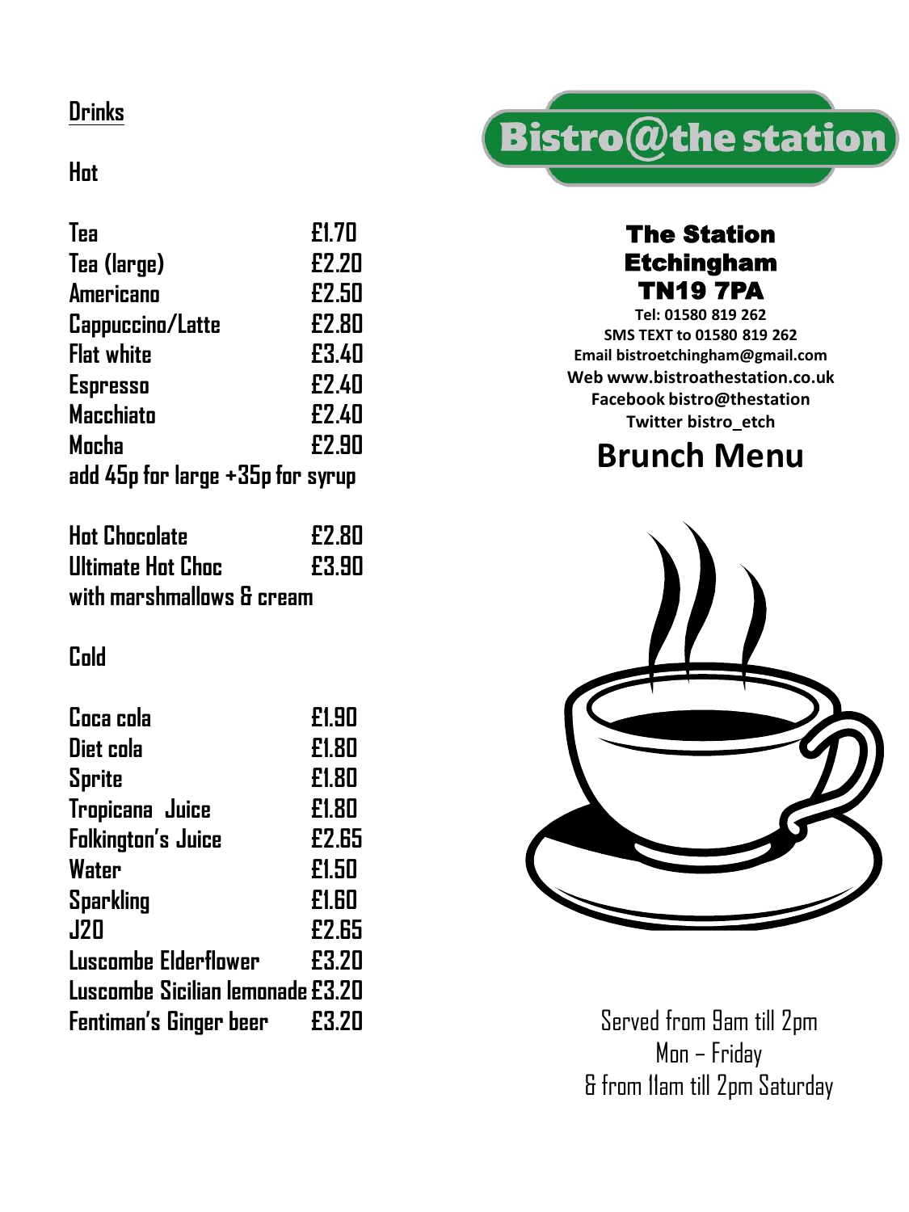# Bistro@the station

**The Station**
**Etchingham**
**TN19 7PA**

**Tel: 01580 819 262**
**SMS TEXT to 01580 819 262**
**Email bistroetchingham@gmail.com**
**Web www.bistroathestation.co.uk**
**Facebook bistro@thestation**
**Twitter bistro_etch**

## Brunch Menu

Served from 9am till 2pm
Mon – Friday
& from 11am till 2pm Saturday

## Drinks

### Hot

| Item | Price |
|---|---|
| Tea | £1.70 |
| Tea (large) | £2.20 |
| Americano | £2.50 |
| Cappuccino/Latte | £2.80 |
| Flat white | £3.40 |
| Espresso | £2.40 |
| Macchiato | £2.40 |
| Mocha | £2.90 |

add 45p for large +35p for syrup

| Item | Price |
|---|---|
| Hot Chocolate | £2.80 |
| Ultimate Hot Choc | £3.90 |

with marshmallows & cream

### Cold

| Item | Price |
|---|---|
| Coca cola | £1.90 |
| Diet cola | £1.80 |
| Sprite | £1.80 |
| Tropicana Juice | £1.80 |
| Folkington's Juice | £2.65 |
| Water | £1.50 |
| Sparkling | £1.60 |
| J20 | £2.65 |
| Luscombe Elderflower | £3.20 |
| Luscombe Sicilian lemonade | £3.20 |
| Fentiman's Ginger beer | £3.20 |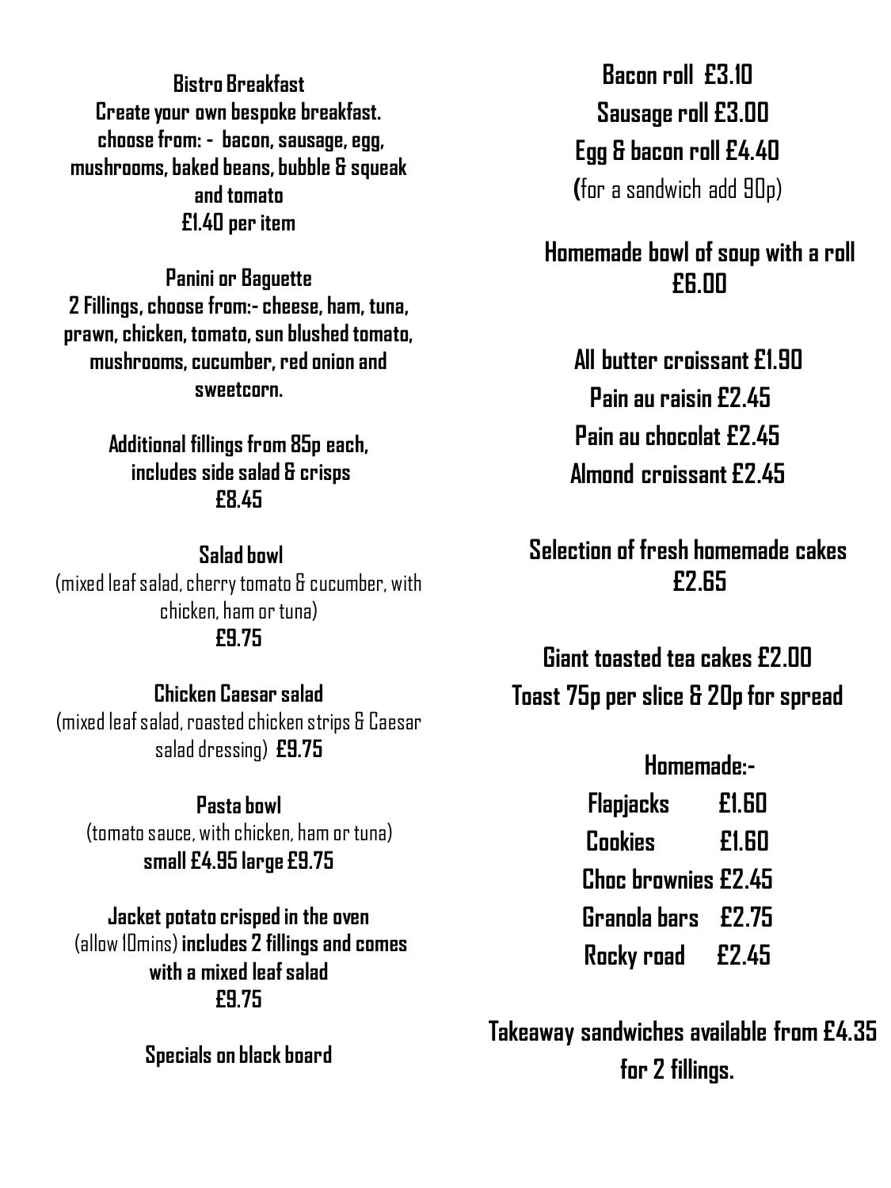**Bistro Breakfast**
**Create your own bespoke breakfast.**
**choose from: - bacon, sausage, egg, mushrooms, baked beans, bubble & squeak and tomato**
**£1.40 per item**

**Panini or Baguette**
**2 Fillings, choose from:- cheese, ham, tuna, prawn, chicken, tomato, sun blushed tomato, mushrooms, cucumber, red onion and sweetcorn.**

**Additional fillings from 85p each, includes side salad & crisps**
**£8.45**

**Salad bowl**
(mixed leaf salad, cherry tomato & cucumber, with chicken, ham or tuna)
**£9.75**

**Chicken Caesar salad**
(mixed leaf salad, roasted chicken strips & Caesar salad dressing) **£9.75**

**Pasta bowl**
(tomato sauce, with chicken, ham or tuna)
**small £4.95 large £9.75**

**Jacket potato crisped in the oven**
(allow 10mins) **includes 2 fillings and comes with a mixed leaf salad**
**£9.75**

**Specials on black board**

**Bacon roll £3.10**
**Sausage roll £3.00**
**Egg & bacon roll £4.40**
**(**for a sandwich add 90p)

**Homemade bowl of soup with a roll**
**£6.00**

**All butter croissant £1.90**
**Pain au raisin £2.45**
**Pain au chocolat £2.45**
**Almond croissant £2.45**

**Selection of fresh homemade cakes**
**£2.65**

**Giant toasted tea cakes £2.00**
**Toast 75p per slice & 20p for spread**

**Homemade:-**

| | |
|---|---|
| **Flapjacks** | **£1.60** |
| **Cookies** | **£1.60** |
| **Choc brownies** | **£2.45** |
| **Granola bars** | **£2.75** |
| **Rocky road** | **£2.45** |

**Takeaway sandwiches available from £4.35 for 2 fillings.**